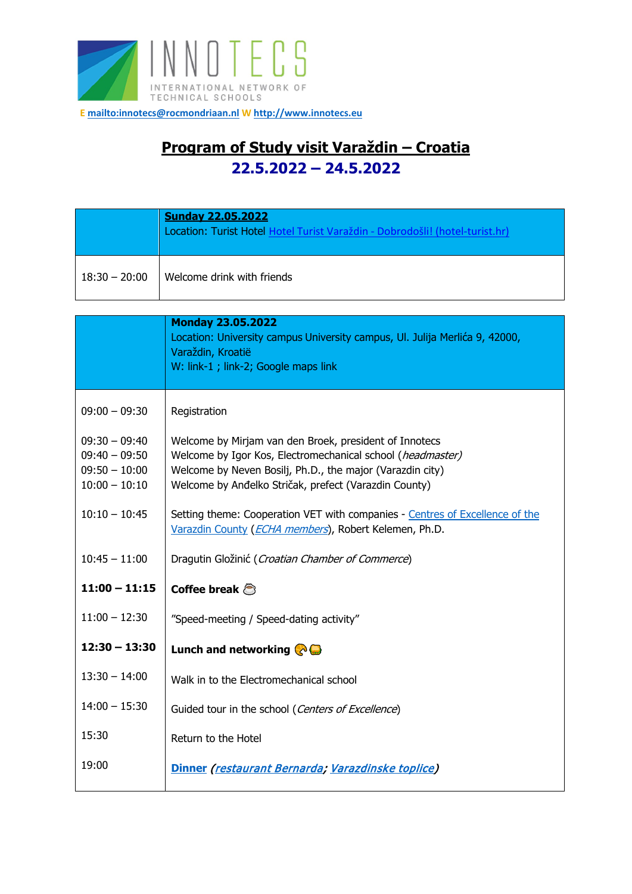INNOTECS
INTERNATIONAL NETWORK OF TECHNICAL SCHOOLS

E mailto:innotecs@rocmondriaan.nl W http://www.innotecs.eu

# Program of Study visit Varaždin – Croatia

## 22.5.2022 – 24.5.2022

| | **Sunday 22.05.2022**<br>Location: Turist Hotel Hotel Turist Varaždin - Dobrodošli! (hotel-turist.hr) |
|---|---|
| 18:30 – 20:00 | Welcome drink with friends |

| | **Monday 23.05.2022**<br>Location: University campus University campus, Ul. Julija Merlića 9, 42000, Varaždin, Kroatië<br>W: link-1 ; link-2; Google maps link |
|---|---|
| 09:00 – 09:30 | Registration |
| 09:30 – 09:40 | Welcome by Mirjam van den Broek, president of Innotecs |
| 09:40 – 09:50 | Welcome by Igor Kos, Electromechanical school (*headmaster)* |
| 09:50 – 10:00 | Welcome by Neven Bosilj, Ph.D., the major (Varazdin city) |
| 10:00 – 10:10 | Welcome by Anđelko Stričak, prefect (Varazdin County) |
| 10:10 – 10:45 | Setting theme: Cooperation VET with companies - Centres of Excellence of the Varazdin County (*ECHA members*), Robert Kelemen, Ph.D. |
| 10:45 – 11:00 | Dragutin Gložinić (*Croatian Chamber of Commerce*) |
| **11:00 – 11:15** | **Coffee break** |
| 11:00 – 12:30 | "Speed-meeting / Speed-dating activity" |
| **12:30 – 13:30** | **Lunch and networking** |
| 13:30 – 14:00 | Walk in to the Electromechanical school |
| 14:00 – 15:30 | Guided tour in the school (*Centers of Excellence*) |
| 15:30 | Return to the Hotel |
| 19:00 | **Dinner** *(restaurant Bernarda; Varazdinske toplice)* |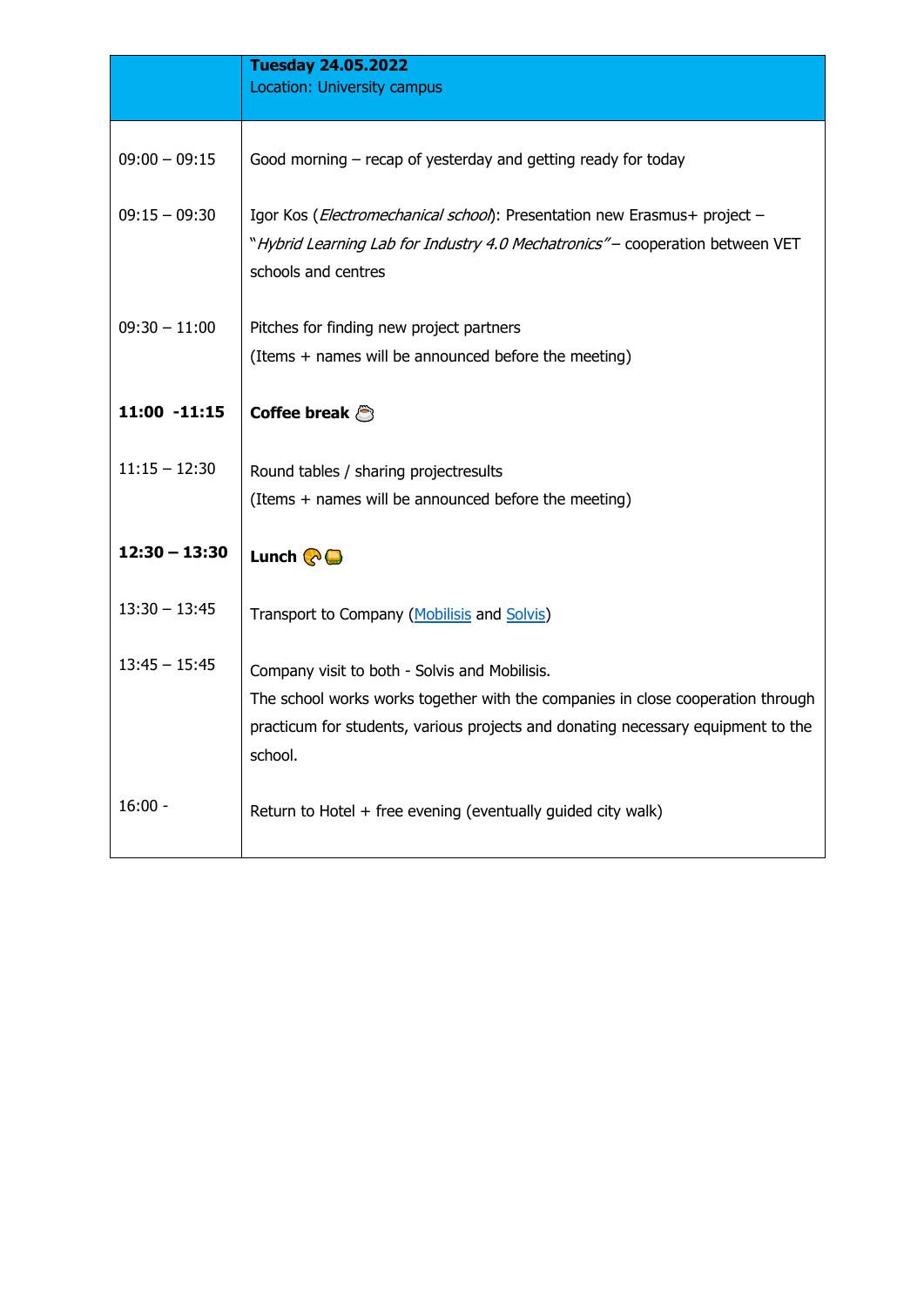| | **Tuesday 24.05.2022**<br>Location: University campus |
|---|---|
| 09:00 – 09:15 | Good morning – recap of yesterday and getting ready for today |
| 09:15 – 09:30 | Igor Kos (*Electromechanical school*): Presentation new Erasmus+ project – "*Hybrid Learning Lab for Industry 4.0 Mechatronics"* – cooperation between VET schools and centres |
| 09:30 – 11:00 | Pitches for finding new project partners<br>(Items + names will be announced before the meeting) |
| **11:00 -11:15** | **Coffee break** ☕ |
| 11:15 – 12:30 | Round tables / sharing projectresults<br>(Items + names will be announced before the meeting) |
| **12:30 – 13:30** | **Lunch** 🥐🍔 |
| 13:30 – 13:45 | Transport to Company (Mobilisis and Solvis) |
| 13:45 – 15:45 | Company visit to both - Solvis and Mobilisis.<br>The school works works together with the companies in close cooperation through practicum for students, various projects and donating necessary equipment to the school. |
| 16:00 - | Return to Hotel + free evening (eventually guided city walk) |